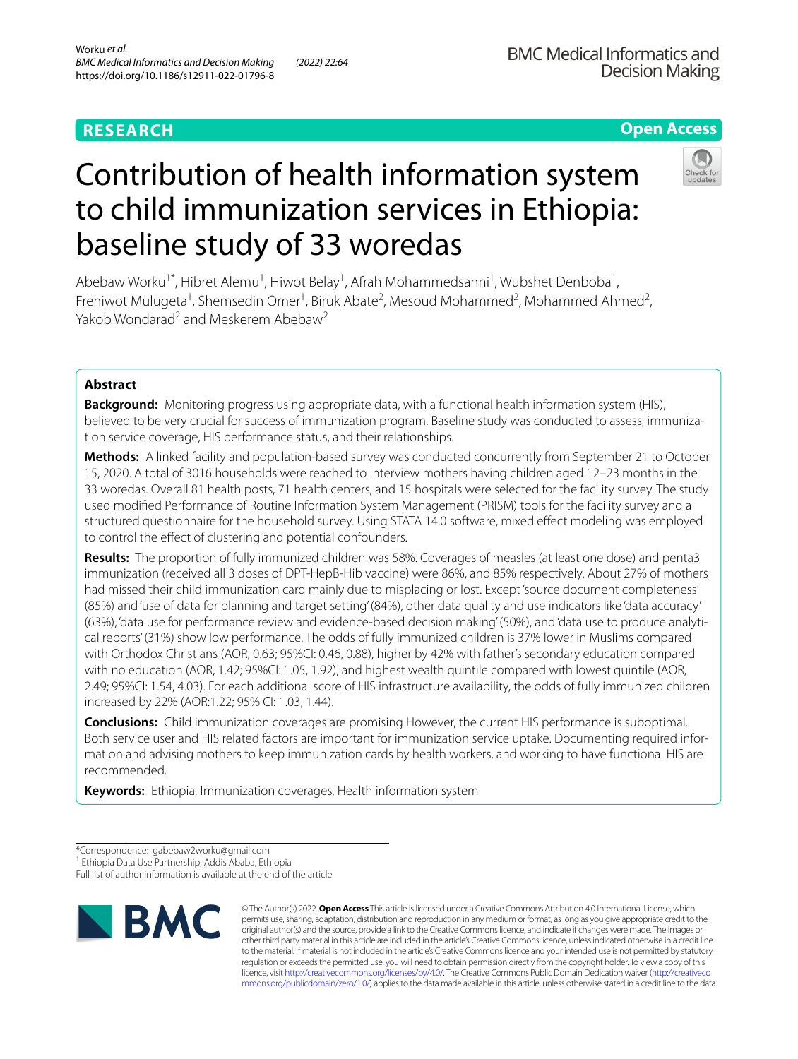RESEARCH

Open Access

# Contribution of health information system to child immunization services in Ethiopia: baseline study of 33 woredas

Abebaw Worku[1*], Hibret Alemu[1], Hiwot Belay[1], Afrah Mohammedsanni[1], Wubshet Denboba[1], Frehiwot Mulugeta[1], Shemsedin Omer[1], Biruk Abate[2], Mesoud Mohammed[2], Mohammed Ahmed[2], Yakob Wondarad[2] and Meskerem Abebaw[2]

## Abstract

**Background:** Monitoring progress using appropriate data, with a functional health information system (HIS), believed to be very crucial for success of immunization program. Baseline study was conducted to assess, immunization service coverage, HIS performance status, and their relationships.

**Methods:** A linked facility and population-based survey was conducted concurrently from September 21 to October 15, 2020. A total of 3016 households were reached to interview mothers having children aged 12–23 months in the 33 woredas. Overall 81 health posts, 71 health centers, and 15 hospitals were selected for the facility survey. The study used modified Performance of Routine Information System Management (PRISM) tools for the facility survey and a structured questionnaire for the household survey. Using STATA 14.0 software, mixed effect modeling was employed to control the effect of clustering and potential confounders.

**Results:** The proportion of fully immunized children was 58%. Coverages of measles (at least one dose) and penta3 immunization (received all 3 doses of DPT-HepB-Hib vaccine) were 86%, and 85% respectively. About 27% of mothers had missed their child immunization card mainly due to misplacing or lost. Except 'source document completeness' (85%) and 'use of data for planning and target setting' (84%), other data quality and use indicators like 'data accuracy' (63%), 'data use for performance review and evidence-based decision making' (50%), and 'data use to produce analytical reports' (31%) show low performance. The odds of fully immunized children is 37% lower in Muslims compared with Orthodox Christians (AOR, 0.63; 95%CI: 0.46, 0.88), higher by 42% with father's secondary education compared with no education (AOR, 1.42; 95%CI: 1.05, 1.92), and highest wealth quintile compared with lowest quintile (AOR, 2.49; 95%CI: 1.54, 4.03). For each additional score of HIS infrastructure availability, the odds of fully immunized children increased by 22% (AOR:1.22; 95% CI: 1.03, 1.44).

**Conclusions:** Child immunization coverages are promising However, the current HIS performance is suboptimal. Both service user and HIS related factors are important for immunization service uptake. Documenting required information and advising mothers to keep immunization cards by health workers, and working to have functional HIS are recommended.

**Keywords:** Ethiopia, Immunization coverages, Health information system

*Correspondence: gabebaw2worku@gmail.com
[1] Ethiopia Data Use Partnership, Addis Ababa, Ethiopia
Full list of author information is available at the end of the article

© The Author(s) 2022. **Open Access** This article is licensed under a Creative Commons Attribution 4.0 International License, which permits use, sharing, adaptation, distribution and reproduction in any medium or format, as long as you give appropriate credit to the original author(s) and the source, provide a link to the Creative Commons licence, and indicate if changes were made. The images or other third party material in this article are included in the article's Creative Commons licence, unless indicated otherwise in a credit line to the material. If material is not included in the article's Creative Commons licence and your intended use is not permitted by statutory regulation or exceeds the permitted use, you will need to obtain permission directly from the copyright holder. To view a copy of this licence, visit http://creativecommons.org/licenses/by/4.0/. The Creative Commons Public Domain Dedication waiver (http://creativecommons.org/publicdomain/zero/1.0/) applies to the data made available in this article, unless otherwise stated in a credit line to the data.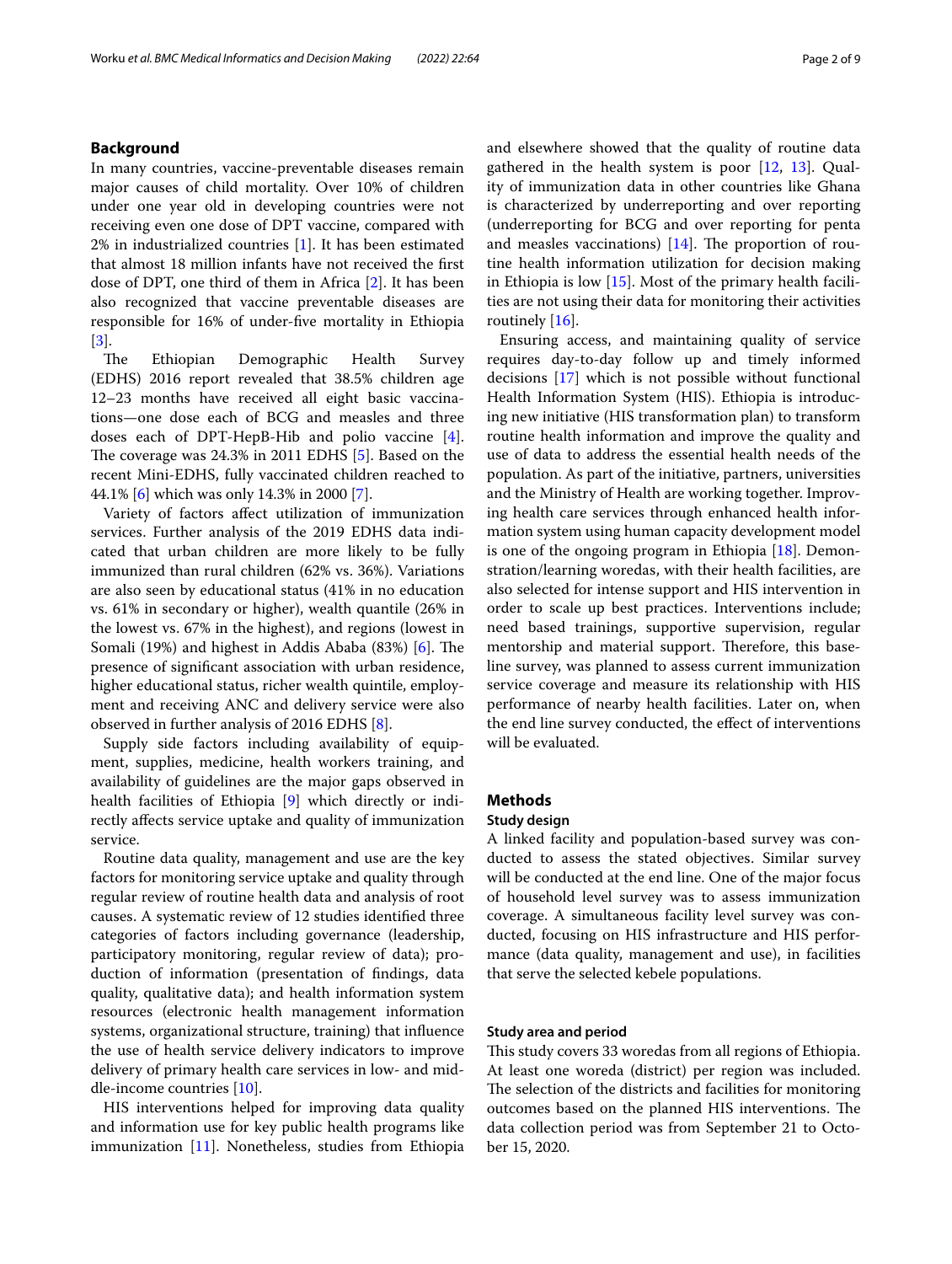## Background

In many countries, vaccine-preventable diseases remain major causes of child mortality. Over 10% of children under one year old in developing countries were not receiving even one dose of DPT vaccine, compared with 2% in industrialized countries [1]. It has been estimated that almost 18 million infants have not received the first dose of DPT, one third of them in Africa [2]. It has been also recognized that vaccine preventable diseases are responsible for 16% of under-five mortality in Ethiopia [3].

The Ethiopian Demographic Health Survey (EDHS) 2016 report revealed that 38.5% children age 12–23 months have received all eight basic vaccinations—one dose each of BCG and measles and three doses each of DPT-HepB-Hib and polio vaccine [4]. The coverage was 24.3% in 2011 EDHS [5]. Based on the recent Mini-EDHS, fully vaccinated children reached to 44.1% [6] which was only 14.3% in 2000 [7].

Variety of factors affect utilization of immunization services. Further analysis of the 2019 EDHS data indicated that urban children are more likely to be fully immunized than rural children (62% vs. 36%). Variations are also seen by educational status (41% in no education vs. 61% in secondary or higher), wealth quantile (26% in the lowest vs. 67% in the highest), and regions (lowest in Somali (19%) and highest in Addis Ababa (83%) [6]. The presence of significant association with urban residence, higher educational status, richer wealth quintile, employment and receiving ANC and delivery service were also observed in further analysis of 2016 EDHS [8].

Supply side factors including availability of equipment, supplies, medicine, health workers training, and availability of guidelines are the major gaps observed in health facilities of Ethiopia [9] which directly or indirectly affects service uptake and quality of immunization service.

Routine data quality, management and use are the key factors for monitoring service uptake and quality through regular review of routine health data and analysis of root causes. A systematic review of 12 studies identified three categories of factors including governance (leadership, participatory monitoring, regular review of data); production of information (presentation of findings, data quality, qualitative data); and health information system resources (electronic health management information systems, organizational structure, training) that influence the use of health service delivery indicators to improve delivery of primary health care services in low- and middle-income countries [10].

HIS interventions helped for improving data quality and information use for key public health programs like immunization [11]. Nonetheless, studies from Ethiopia and elsewhere showed that the quality of routine data gathered in the health system is poor [12, 13]. Quality of immunization data in other countries like Ghana is characterized by underreporting and over reporting (underreporting for BCG and over reporting for penta and measles vaccinations) [14]. The proportion of routine health information utilization for decision making in Ethiopia is low [15]. Most of the primary health facilities are not using their data for monitoring their activities routinely [16].

Ensuring access, and maintaining quality of service requires day-to-day follow up and timely informed decisions [17] which is not possible without functional Health Information System (HIS). Ethiopia is introducing new initiative (HIS transformation plan) to transform routine health information and improve the quality and use of data to address the essential health needs of the population. As part of the initiative, partners, universities and the Ministry of Health are working together. Improving health care services through enhanced health information system using human capacity development model is one of the ongoing program in Ethiopia [18]. Demonstration/learning woredas, with their health facilities, are also selected for intense support and HIS intervention in order to scale up best practices. Interventions include; need based trainings, supportive supervision, regular mentorship and material support. Therefore, this baseline survey, was planned to assess current immunization service coverage and measure its relationship with HIS performance of nearby health facilities. Later on, when the end line survey conducted, the effect of interventions will be evaluated.

## Methods

### Study design

A linked facility and population-based survey was conducted to assess the stated objectives. Similar survey will be conducted at the end line. One of the major focus of household level survey was to assess immunization coverage. A simultaneous facility level survey was conducted, focusing on HIS infrastructure and HIS performance (data quality, management and use), in facilities that serve the selected kebele populations.

### Study area and period

This study covers 33 woredas from all regions of Ethiopia. At least one woreda (district) per region was included. The selection of the districts and facilities for monitoring outcomes based on the planned HIS interventions. The data collection period was from September 21 to October 15, 2020.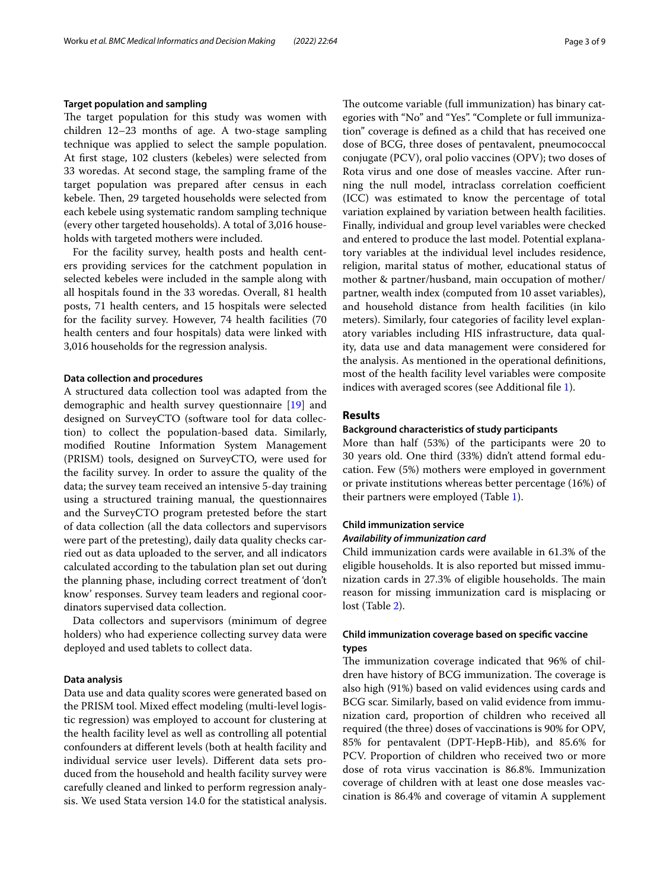### Target population and sampling

The target population for this study was women with children 12–23 months of age. A two-stage sampling technique was applied to select the sample population. At first stage, 102 clusters (kebeles) were selected from 33 woredas. At second stage, the sampling frame of the target population was prepared after census in each kebele. Then, 29 targeted households were selected from each kebele using systematic random sampling technique (every other targeted households). A total of 3,016 households with targeted mothers were included.

For the facility survey, health posts and health centers providing services for the catchment population in selected kebeles were included in the sample along with all hospitals found in the 33 woredas. Overall, 81 health posts, 71 health centers, and 15 hospitals were selected for the facility survey. However, 74 health facilities (70 health centers and four hospitals) data were linked with 3,016 households for the regression analysis.

### Data collection and procedures

A structured data collection tool was adapted from the demographic and health survey questionnaire [19] and designed on SurveyCTO (software tool for data collection) to collect the population-based data. Similarly, modified Routine Information System Management (PRISM) tools, designed on SurveyCTO, were used for the facility survey. In order to assure the quality of the data; the survey team received an intensive 5-day training using a structured training manual, the questionnaires and the SurveyCTO program pretested before the start of data collection (all the data collectors and supervisors were part of the pretesting), daily data quality checks carried out as data uploaded to the server, and all indicators calculated according to the tabulation plan set out during the planning phase, including correct treatment of 'don't know' responses. Survey team leaders and regional coordinators supervised data collection.

Data collectors and supervisors (minimum of degree holders) who had experience collecting survey data were deployed and used tablets to collect data.

### Data analysis

Data use and data quality scores were generated based on the PRISM tool. Mixed effect modeling (multi-level logistic regression) was employed to account for clustering at the health facility level as well as controlling all potential confounders at different levels (both at health facility and individual service user levels). Different data sets produced from the household and health facility survey were carefully cleaned and linked to perform regression analysis. We used Stata version 14.0 for the statistical analysis.

The outcome variable (full immunization) has binary categories with "No" and "Yes". "Complete or full immunization" coverage is defined as a child that has received one dose of BCG, three doses of pentavalent, pneumococcal conjugate (PCV), oral polio vaccines (OPV); two doses of Rota virus and one dose of measles vaccine. After running the null model, intraclass correlation coefficient (ICC) was estimated to know the percentage of total variation explained by variation between health facilities. Finally, individual and group level variables were checked and entered to produce the last model. Potential explanatory variables at the individual level includes residence, religion, marital status of mother, educational status of mother & partner/husband, main occupation of mother/partner, wealth index (computed from 10 asset variables), and household distance from health facilities (in kilo meters). Similarly, four categories of facility level explanatory variables including HIS infrastructure, data quality, data use and data management were considered for the analysis. As mentioned in the operational definitions, most of the health facility level variables were composite indices with averaged scores (see Additional file 1).

## Results

### Background characteristics of study participants

More than half (53%) of the participants were 20 to 30 years old. One third (33%) didn't attend formal education. Few (5%) mothers were employed in government or private institutions whereas better percentage (16%) of their partners were employed (Table 1).

### Child immunization service

#### *Availability of immunization card*

Child immunization cards were available in 61.3% of the eligible households. It is also reported but missed immunization cards in 27.3% of eligible households. The main reason for missing immunization card is misplacing or lost (Table 2).

### Child immunization coverage based on specific vaccine types

The immunization coverage indicated that 96% of children have history of BCG immunization. The coverage is also high (91%) based on valid evidences using cards and BCG scar. Similarly, based on valid evidence from immunization card, proportion of children who received all required (the three) doses of vaccinations is 90% for OPV, 85% for pentavalent (DPT-HepB-Hib), and 85.6% for PCV. Proportion of children who received two or more dose of rota virus vaccination is 86.8%. Immunization coverage of children with at least one dose measles vaccination is 86.4% and coverage of vitamin A supplement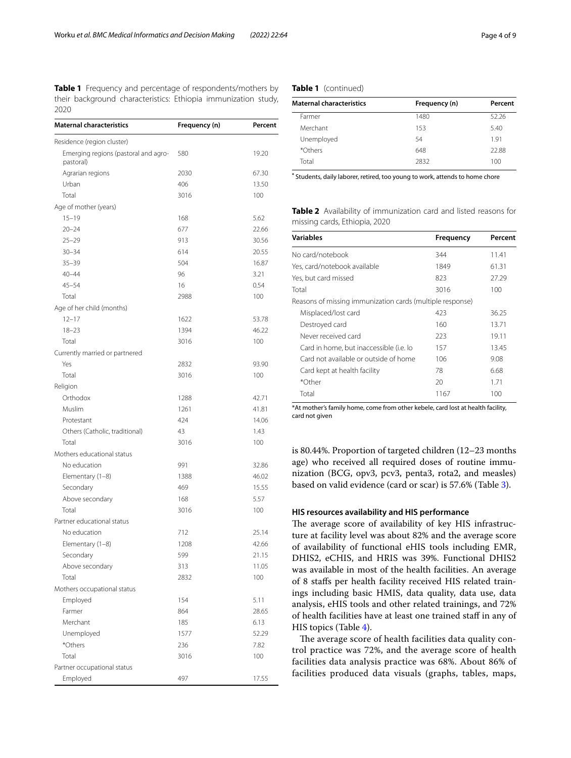**Table 1** Frequency and percentage of respondents/mothers by their background characteristics: Ethiopia immunization study, 2020

| Maternal characteristics | Frequency (n) | Percent |
|---|---|---|
| Residence (region cluster) | | |
| Emerging regions (pastoral and agro-pastoral) | 580 | 19.20 |
| Agrarian regions | 2030 | 67.30 |
| Urban | 406 | 13.50 |
| Total | 3016 | 100 |
| Age of mother (years) | | |
| 15–19 | 168 | 5.62 |
| 20–24 | 677 | 22.66 |
| 25–29 | 913 | 30.56 |
| 30–34 | 614 | 20.55 |
| 35–39 | 504 | 16.87 |
| 40–44 | 96 | 3.21 |
| 45–54 | 16 | 0.54 |
| Total | 2988 | 100 |
| Age of her child (months) | | |
| 12–17 | 1622 | 53.78 |
| 18–23 | 1394 | 46.22 |
| Total | 3016 | 100 |
| Currently married or partnered | | |
| Yes | 2832 | 93.90 |
| Total | 3016 | 100 |
| Religion | | |
| Orthodox | 1288 | 42.71 |
| Muslim | 1261 | 41.81 |
| Protestant | 424 | 14.06 |
| Others (Catholic, traditional) | 43 | 1.43 |
| Total | 3016 | 100 |
| Mothers educational status | | |
| No education | 991 | 32.86 |
| Elementary (1–8) | 1388 | 46.02 |
| Secondary | 469 | 15.55 |
| Above secondary | 168 | 5.57 |
| Total | 3016 | 100 |
| Partner educational status | | |
| No education | 712 | 25.14 |
| Elementary (1–8) | 1208 | 42.66 |
| Secondary | 599 | 21.15 |
| Above secondary | 313 | 11.05 |
| Total | 2832 | 100 |
| Mothers occupational status | | |
| Employed | 154 | 5.11 |
| Farmer | 864 | 28.65 |
| Merchant | 185 | 6.13 |
| Unemployed | 1577 | 52.29 |
| *Others | 236 | 7.82 |
| Total | 3016 | 100 |
| Partner occupational status | | |
| Employed | 497 | 17.55 |
| Farmer | 1480 | 52.26 |
| Merchant | 153 | 5.40 |
| Unemployed | 54 | 1.91 |
| *Others | 648 | 22.88 |
| Total | 2832 | 100 |

* Students, daily laborer, retired, too young to work, attends to home chore

**Table 2** Availability of immunization card and listed reasons for missing cards, Ethiopia, 2020

| Variables | Frequency | Percent |
|---|---|---|
| No card/notebook | 344 | 11.41 |
| Yes, card/notebook available | 1849 | 61.31 |
| Yes, but card missed | 823 | 27.29 |
| Total | 3016 | 100 |
| Reasons of missing immunization cards (multiple response) | | |
| Misplaced/lost card | 423 | 36.25 |
| Destroyed card | 160 | 13.71 |
| Never received card | 223 | 19.11 |
| Card in home, but inaccessible (i.e. lo | 157 | 13.45 |
| Card not available or outside of home | 106 | 9.08 |
| Card kept at health facility | 78 | 6.68 |
| *Other | 20 | 1.71 |
| Total | 1167 | 100 |

*At mother's family home, come from other kebele, card lost at health facility, card not given

is 80.44%. Proportion of targeted children (12–23 months age) who received all required doses of routine immunization (BCG, opv3, pcv3, penta3, rota2, and measles) based on valid evidence (card or scar) is 57.6% (Table 3).

### HIS resources availability and HIS performance

The average score of availability of key HIS infrastructure at facility level was about 82% and the average score of availability of functional eHIS tools including EMR, DHIS2, eCHIS, and HRIS was 39%. Functional DHIS2 was available in most of the health facilities. An average of 8 staffs per health facility received HIS related trainings including basic HMIS, data quality, data use, data analysis, eHIS tools and other related trainings, and 72% of health facilities have at least one trained staff in any of HIS topics (Table 4).

The average score of health facilities data quality control practice was 72%, and the average score of health facilities data analysis practice was 68%. About 86% of facilities produced data visuals (graphs, tables, maps,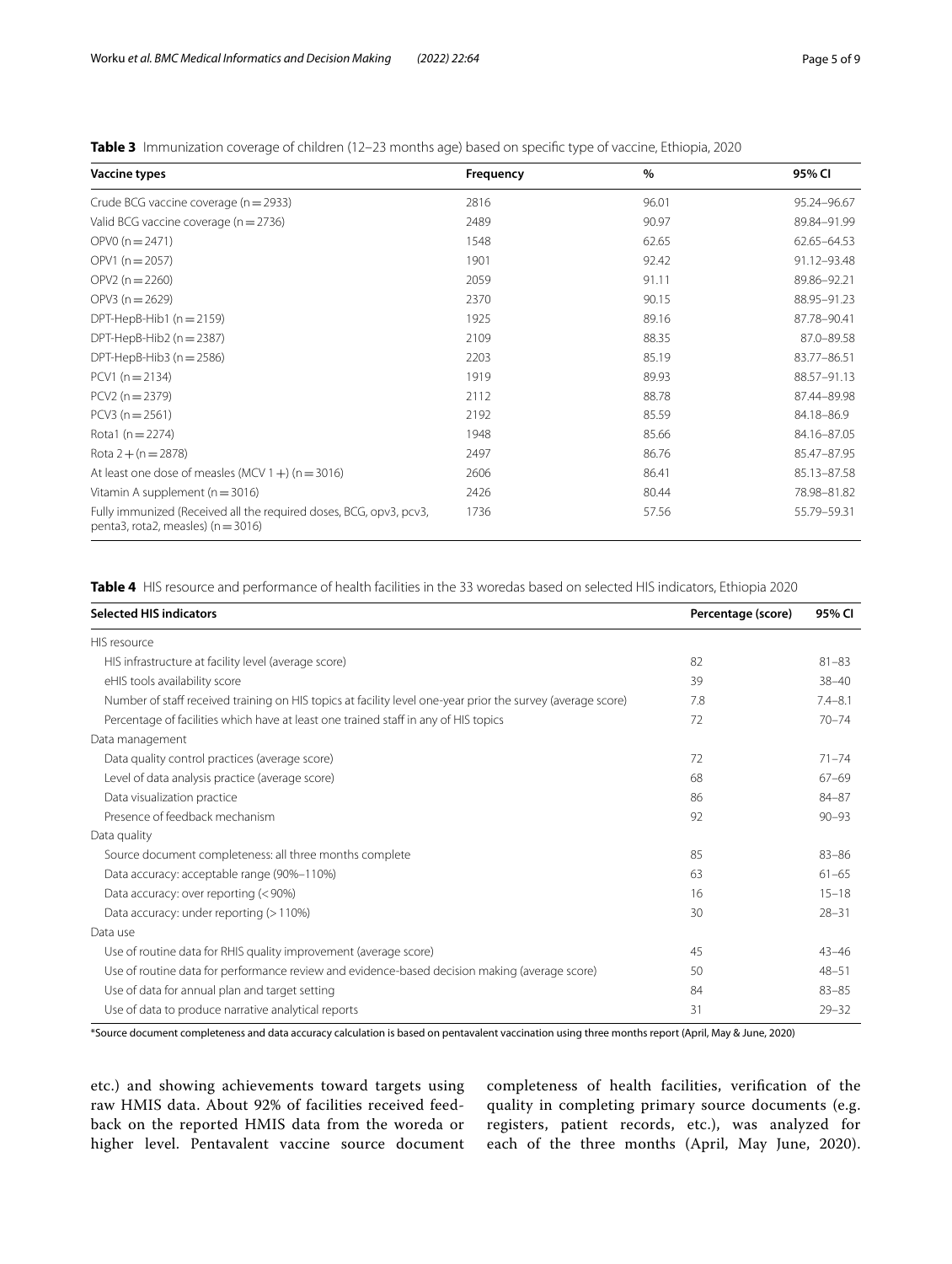**Table 3** Immunization coverage of children (12–23 months age) based on specific type of vaccine, Ethiopia, 2020

| Vaccine types | Frequency | % | 95% CI |
|---|---|---|---|
| Crude BCG vaccine coverage (n = 2933) | 2816 | 96.01 | 95.24–96.67 |
| Valid BCG vaccine coverage (n = 2736) | 2489 | 90.97 | 89.84–91.99 |
| OPV0 (n = 2471) | 1548 | 62.65 | 62.65–64.53 |
| OPV1 (n = 2057) | 1901 | 92.42 | 91.12–93.48 |
| OPV2 (n = 2260) | 2059 | 91.11 | 89.86–92.21 |
| OPV3 (n = 2629) | 2370 | 90.15 | 88.95–91.23 |
| DPT-HepB-Hib1 (n = 2159) | 1925 | 89.16 | 87.78–90.41 |
| DPT-HepB-Hib2 (n = 2387) | 2109 | 88.35 | 87.0–89.58 |
| DPT-HepB-Hib3 (n = 2586) | 2203 | 85.19 | 83.77–86.51 |
| PCV1 (n = 2134) | 1919 | 89.93 | 88.57–91.13 |
| PCV2 (n = 2379) | 2112 | 88.78 | 87.44–89.98 |
| PCV3 (n = 2561) | 2192 | 85.59 | 84.18–86.9 |
| Rota1 (n = 2274) | 1948 | 85.66 | 84.16–87.05 |
| Rota 2 + (n = 2878) | 2497 | 86.76 | 85.47–87.95 |
| At least one dose of measles (MCV 1 +) (n = 3016) | 2606 | 86.41 | 85.13–87.58 |
| Vitamin A supplement (n = 3016) | 2426 | 80.44 | 78.98–81.82 |
| Fully immunized (Received all the required doses, BCG, opv3, pcv3, penta3, rota2, measles) (n = 3016) | 1736 | 57.56 | 55.79–59.31 |

**Table 4** HIS resource and performance of health facilities in the 33 woredas based on selected HIS indicators, Ethiopia 2020

| Selected HIS indicators | Percentage (score) | 95% CI |
|---|---|---|
| HIS resource | | |
| HIS infrastructure at facility level (average score) | 82 | 81–83 |
| eHIS tools availability score | 39 | 38–40 |
| Number of staff received training on HIS topics at facility level one-year prior the survey (average score) | 7.8 | 7.4–8.1 |
| Percentage of facilities which have at least one trained staff in any of HIS topics | 72 | 70–74 |
| Data management | | |
| Data quality control practices (average score) | 72 | 71–74 |
| Level of data analysis practice (average score) | 68 | 67–69 |
| Data visualization practice | 86 | 84–87 |
| Presence of feedback mechanism | 92 | 90–93 |
| Data quality | | |
| Source document completeness: all three months complete | 85 | 83–86 |
| Data accuracy: acceptable range (90%–110%) | 63 | 61–65 |
| Data accuracy: over reporting (< 90%) | 16 | 15–18 |
| Data accuracy: under reporting (> 110%) | 30 | 28–31 |
| Data use | | |
| Use of routine data for RHIS quality improvement (average score) | 45 | 43–46 |
| Use of routine data for performance review and evidence-based decision making (average score) | 50 | 48–51 |
| Use of data for annual plan and target setting | 84 | 83–85 |
| Use of data to produce narrative analytical reports | 31 | 29–32 |

*Source document completeness and data accuracy calculation is based on pentavalent vaccination using three months report (April, May & June, 2020)

etc.) and showing achievements toward targets using raw HMIS data. About 92% of facilities received feedback on the reported HMIS data from the woreda or higher level. Pentavalent vaccine source document completeness of health facilities, verification of the quality in completing primary source documents (e.g. registers, patient records, etc.), was analyzed for each of the three months (April, May June, 2020).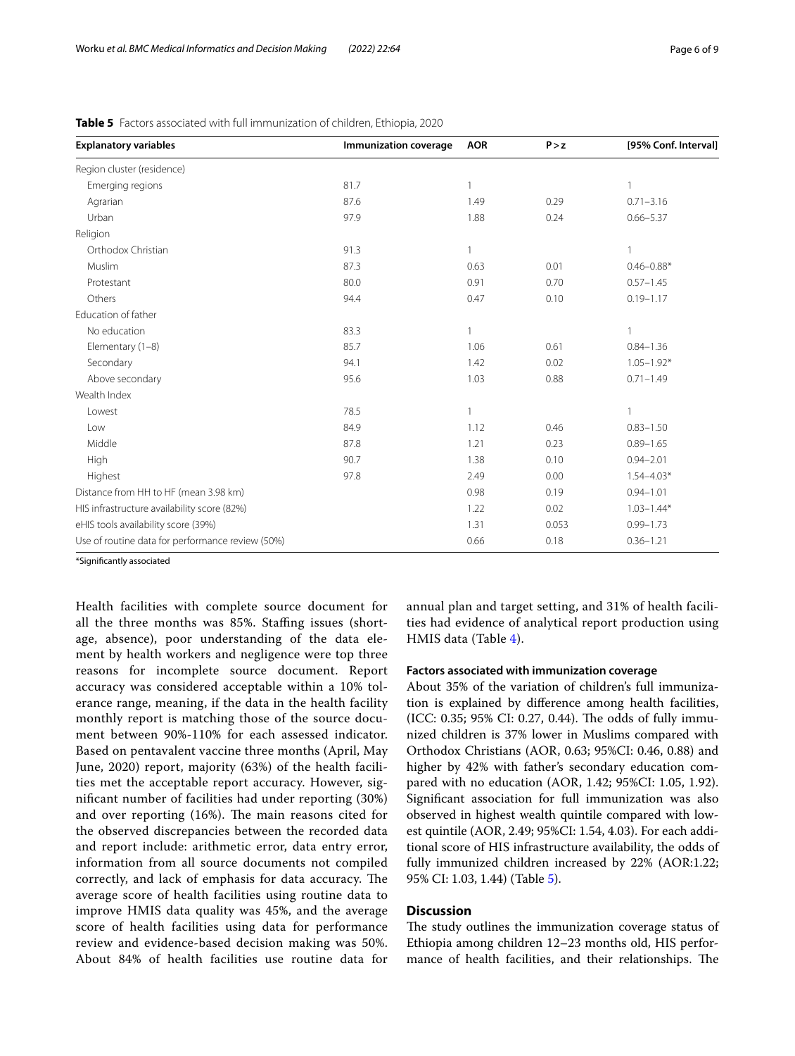**Table 5** Factors associated with full immunization of children, Ethiopia, 2020

| Explanatory variables | Immunization coverage | AOR | P > z | [95% Conf. Interval] |
|---|---|---|---|---|
| Region cluster (residence) | | | | |
| Emerging regions | 81.7 | 1 | | 1 |
| Agrarian | 87.6 | 1.49 | 0.29 | 0.71–3.16 |
| Urban | 97.9 | 1.88 | 0.24 | 0.66–5.37 |
| Religion | | | | |
| Orthodox Christian | 91.3 | 1 | | 1 |
| Muslim | 87.3 | 0.63 | 0.01 | 0.46–0.88* |
| Protestant | 80.0 | 0.91 | 0.70 | 0.57–1.45 |
| Others | 94.4 | 0.47 | 0.10 | 0.19–1.17 |
| Education of father | | | | |
| No education | 83.3 | 1 | | 1 |
| Elementary (1–8) | 85.7 | 1.06 | 0.61 | 0.84–1.36 |
| Secondary | 94.1 | 1.42 | 0.02 | 1.05–1.92* |
| Above secondary | 95.6 | 1.03 | 0.88 | 0.71–1.49 |
| Wealth Index | | | | |
| Lowest | 78.5 | 1 | | 1 |
| Low | 84.9 | 1.12 | 0.46 | 0.83–1.50 |
| Middle | 87.8 | 1.21 | 0.23 | 0.89–1.65 |
| High | 90.7 | 1.38 | 0.10 | 0.94–2.01 |
| Highest | 97.8 | 2.49 | 0.00 | 1.54–4.03* |
| Distance from HH to HF (mean 3.98 km) | | 0.98 | 0.19 | 0.94–1.01 |
| HIS infrastructure availability score (82%) | | 1.22 | 0.02 | 1.03–1.44* |
| eHIS tools availability score (39%) | | 1.31 | 0.053 | 0.99–1.73 |
| Use of routine data for performance review (50%) | | 0.66 | 0.18 | 0.36–1.21 |

*Significantly associated

Health facilities with complete source document for all the three months was 85%. Staffing issues (shortage, absence), poor understanding of the data element by health workers and negligence were top three reasons for incomplete source document. Report accuracy was considered acceptable within a 10% tolerance range, meaning, if the data in the health facility monthly report is matching those of the source document between 90%-110% for each assessed indicator. Based on pentavalent vaccine three months (April, May June, 2020) report, majority (63%) of the health facilities met the acceptable report accuracy. However, significant number of facilities had under reporting (30%) and over reporting (16%). The main reasons cited for the observed discrepancies between the recorded data and report include: arithmetic error, data entry error, information from all source documents not compiled correctly, and lack of emphasis for data accuracy. The average score of health facilities using routine data to improve HMIS data quality was 45%, and the average score of health facilities using data for performance review and evidence-based decision making was 50%. About 84% of health facilities use routine data for annual plan and target setting, and 31% of health facilities had evidence of analytical report production using HMIS data (Table 4).

### Factors associated with immunization coverage

About 35% of the variation of children's full immunization is explained by difference among health facilities, (ICC: 0.35; 95% CI: 0.27, 0.44). The odds of fully immunized children is 37% lower in Muslims compared with Orthodox Christians (AOR, 0.63; 95%CI: 0.46, 0.88) and higher by 42% with father's secondary education compared with no education (AOR, 1.42; 95%CI: 1.05, 1.92). Significant association for full immunization was also observed in highest wealth quintile compared with lowest quintile (AOR, 2.49; 95%CI: 1.54, 4.03). For each additional score of HIS infrastructure availability, the odds of fully immunized children increased by 22% (AOR:1.22; 95% CI: 1.03, 1.44) (Table 5).

## Discussion

The study outlines the immunization coverage status of Ethiopia among children 12–23 months old, HIS performance of health facilities, and their relationships. The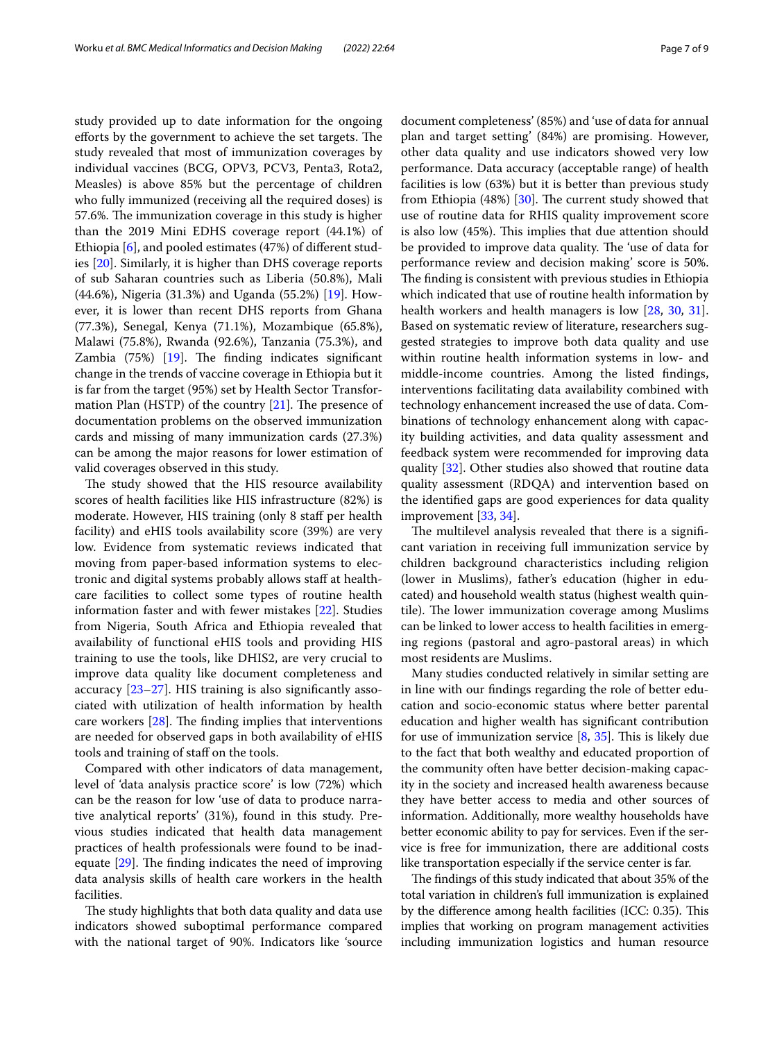study provided up to date information for the ongoing efforts by the government to achieve the set targets. The study revealed that most of immunization coverages by individual vaccines (BCG, OPV3, PCV3, Penta3, Rota2, Measles) is above 85% but the percentage of children who fully immunized (receiving all the required doses) is 57.6%. The immunization coverage in this study is higher than the 2019 Mini EDHS coverage report (44.1%) of Ethiopia [6], and pooled estimates (47%) of different studies [20]. Similarly, it is higher than DHS coverage reports of sub Saharan countries such as Liberia (50.8%), Mali (44.6%), Nigeria (31.3%) and Uganda (55.2%) [19]. However, it is lower than recent DHS reports from Ghana (77.3%), Senegal, Kenya (71.1%), Mozambique (65.8%), Malawi (75.8%), Rwanda (92.6%), Tanzania (75.3%), and Zambia (75%) [19]. The finding indicates significant change in the trends of vaccine coverage in Ethiopia but it is far from the target (95%) set by Health Sector Transformation Plan (HSTP) of the country [21]. The presence of documentation problems on the observed immunization cards and missing of many immunization cards (27.3%) can be among the major reasons for lower estimation of valid coverages observed in this study.

The study showed that the HIS resource availability scores of health facilities like HIS infrastructure (82%) is moderate. However, HIS training (only 8 staff per health facility) and eHIS tools availability score (39%) are very low. Evidence from systematic reviews indicated that moving from paper-based information systems to electronic and digital systems probably allows staff at healthcare facilities to collect some types of routine health information faster and with fewer mistakes [22]. Studies from Nigeria, South Africa and Ethiopia revealed that availability of functional eHIS tools and providing HIS training to use the tools, like DHIS2, are very crucial to improve data quality like document completeness and accuracy [23–27]. HIS training is also significantly associated with utilization of health information by health care workers [28]. The finding implies that interventions are needed for observed gaps in both availability of eHIS tools and training of staff on the tools.

Compared with other indicators of data management, level of 'data analysis practice score' is low (72%) which can be the reason for low 'use of data to produce narrative analytical reports' (31%), found in this study. Previous studies indicated that health data management practices of health professionals were found to be inadequate [29]. The finding indicates the need of improving data analysis skills of health care workers in the health facilities.

The study highlights that both data quality and data use indicators showed suboptimal performance compared with the national target of 90%. Indicators like 'source document completeness' (85%) and 'use of data for annual plan and target setting' (84%) are promising. However, other data quality and use indicators showed very low performance. Data accuracy (acceptable range) of health facilities is low (63%) but it is better than previous study from Ethiopia (48%) [30]. The current study showed that use of routine data for RHIS quality improvement score is also low (45%). This implies that due attention should be provided to improve data quality. The 'use of data for performance review and decision making' score is 50%. The finding is consistent with previous studies in Ethiopia which indicated that use of routine health information by health workers and health managers is low [28, 30, 31]. Based on systematic review of literature, researchers suggested strategies to improve both data quality and use within routine health information systems in low- and middle-income countries. Among the listed findings, interventions facilitating data availability combined with technology enhancement increased the use of data. Combinations of technology enhancement along with capacity building activities, and data quality assessment and feedback system were recommended for improving data quality [32]. Other studies also showed that routine data quality assessment (RDQA) and intervention based on the identified gaps are good experiences for data quality improvement [33, 34].

The multilevel analysis revealed that there is a significant variation in receiving full immunization service by children background characteristics including religion (lower in Muslims), father's education (higher in educated) and household wealth status (highest wealth quintile). The lower immunization coverage among Muslims can be linked to lower access to health facilities in emerging regions (pastoral and agro-pastoral areas) in which most residents are Muslims.

Many studies conducted relatively in similar setting are in line with our findings regarding the role of better education and socio-economic status where better parental education and higher wealth has significant contribution for use of immunization service [8, 35]. This is likely due to the fact that both wealthy and educated proportion of the community often have better decision-making capacity in the society and increased health awareness because they have better access to media and other sources of information. Additionally, more wealthy households have better economic ability to pay for services. Even if the service is free for immunization, there are additional costs like transportation especially if the service center is far.

The findings of this study indicated that about 35% of the total variation in children's full immunization is explained by the difference among health facilities (ICC: 0.35). This implies that working on program management activities including immunization logistics and human resource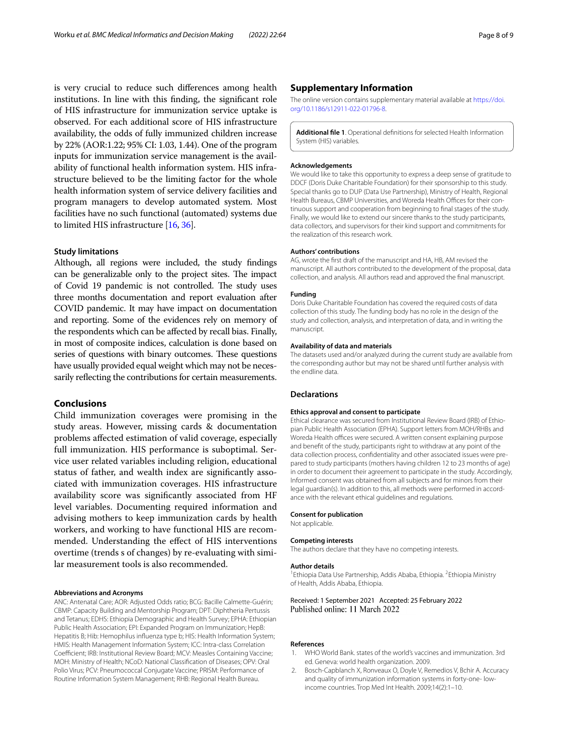is very crucial to reduce such differences among health institutions. In line with this finding, the significant role of HIS infrastructure for immunization service uptake is observed. For each additional score of HIS infrastructure availability, the odds of fully immunized children increase by 22% (AOR:1.22; 95% CI: 1.03, 1.44). One of the program inputs for immunization service management is the availability of functional health information system. HIS infrastructure believed to be the limiting factor for the whole health information system of service delivery facilities and program managers to develop automated system. Most facilities have no such functional (automated) systems due to limited HIS infrastructure [16, 36].

### Study limitations

Although, all regions were included, the study findings can be generalizable only to the project sites. The impact of Covid 19 pandemic is not controlled. The study uses three months documentation and report evaluation after COVID pandemic. It may have impact on documentation and reporting. Some of the evidences rely on memory of the respondents which can be affected by recall bias. Finally, in most of composite indices, calculation is done based on series of questions with binary outcomes. These questions have usually provided equal weight which may not be necessarily reflecting the contributions for certain measurements.

## Conclusions

Child immunization coverages were promising in the study areas. However, missing cards & documentation problems affected estimation of valid coverage, especially full immunization. HIS performance is suboptimal. Service user related variables including religion, educational status of father, and wealth index are significantly associated with immunization coverages. HIS infrastructure availability score was significantly associated from HF level variables. Documenting required information and advising mothers to keep immunization cards by health workers, and working to have functional HIS are recommended. Understanding the effect of HIS interventions overtime (trends s of changes) by re-evaluating with similar measurement tools is also recommended.

#### Abbreviations and Acronyms

ANC: Antenatal Care; AOR: Adjusted Odds ratio; BCG: Bacille Calmette-Guérin; CBMP: Capacity Building and Mentorship Program; DPT: Diphtheria Pertussis and Tetanus; EDHS: Ethiopia Demographic and Health Survey; EPHA: Ethiopian Public Health Association; EPI: Expanded Program on Immunization; HepB: Hepatitis B; Hib: Hemophilus influenza type b; HIS: Health Information System; HMIS: Health Management Information System; ICC: Intra-class Correlation Coefficient; IRB: Institutional Review Board; MCV: Measles Containing Vaccine; MOH: Ministry of Health; NCoD: National Classification of Diseases; OPV: Oral Polio Virus; PCV: Pneumococcal Conjugate Vaccine; PRISM: Performance of Routine Information System Management; RHB: Regional Health Bureau.

## Supplementary Information

The online version contains supplementary material available at https://doi.org/10.1186/s12911-022-01796-8.

**Additional file 1**. Operational definitions for selected Health Information System (HIS) variables.

#### Acknowledgements

We would like to take this opportunity to express a deep sense of gratitude to DDCF (Doris Duke Charitable Foundation) for their sponsorship to this study. Special thanks go to DUP (Data Use Partnership), Ministry of Health, Regional Health Bureaus, CBMP Universities, and Woreda Health Offices for their continuous support and cooperation from beginning to final stages of the study. Finally, we would like to extend our sincere thanks to the study participants, data collectors, and supervisors for their kind support and commitments for the realization of this research work.

#### Authors' contributions

AG, wrote the first draft of the manuscript and HA, HB, AM revised the manuscript. All authors contributed to the development of the proposal, data collection, and analysis. All authors read and approved the final manuscript.

#### Funding

Doris Duke Charitable Foundation has covered the required costs of data collection of this study. The funding body has no role in the design of the study and collection, analysis, and interpretation of data, and in writing the manuscript.

#### Availability of data and materials

The datasets used and/or analyzed during the current study are available from the corresponding author but may not be shared until further analysis with the endline data.

## Declarations

#### Ethics approval and consent to participate

Ethical clearance was secured from Institutional Review Board (IRB) of Ethiopian Public Health Association (EPHA). Support letters from MOH/RHBs and Woreda Health offices were secured. A written consent explaining purpose and benefit of the study, participants right to withdraw at any point of the data collection process, confidentiality and other associated issues were prepared to study participants (mothers having children 12 to 23 months of age) in order to document their agreement to participate in the study. Accordingly, Informed consent was obtained from all subjects and for minors from their legal guardian(s). In addition to this, all methods were performed in accordance with the relevant ethical guidelines and regulations.

#### Consent for publication

Not applicable.

#### Competing interests

The authors declare that they have no competing interests.

#### Author details

[1]Ethiopia Data Use Partnership, Addis Ababa, Ethiopia. [2]Ethiopia Ministry of Health, Addis Ababa, Ethiopia.

Received: 1 September 2021 Accepted: 25 February 2022
Published online: 11 March 2022

#### References

1. WHO World Bank. states of the world's vaccines and immunization. 3rd ed. Geneva: world health organization. 2009.
2. Bosch-Capblanch X, Ronveaux O, Doyle V, Remedios V, Bchir A. Accuracy and quality of immunization information systems in forty-one- low-income countries. Trop Med Int Health. 2009;14(2):1–10.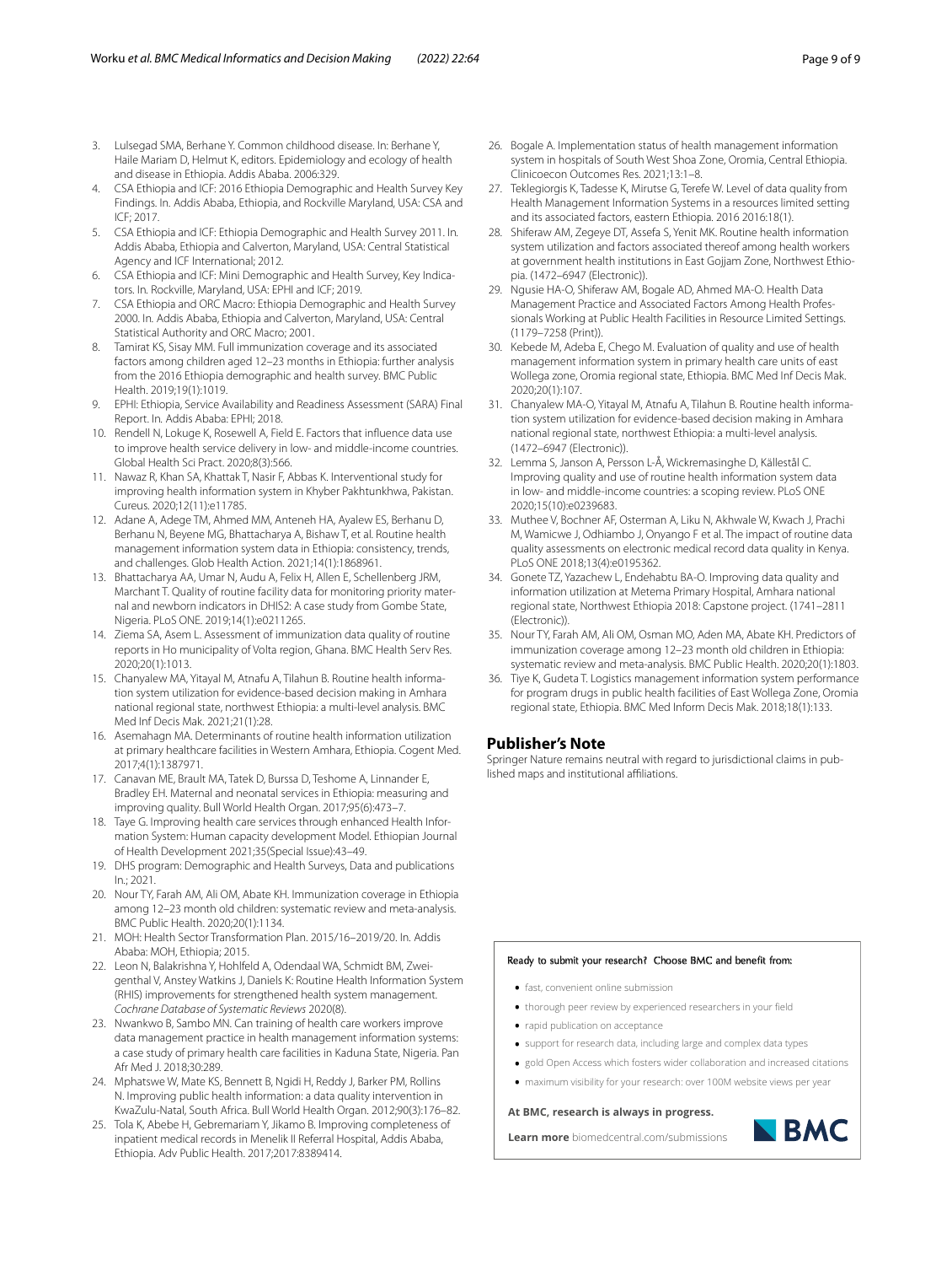3. Lulsegad SMA, Berhane Y. Common childhood disease. In: Berhane Y, Haile Mariam D, Helmut K, editors. Epidemiology and ecology of health and disease in Ethiopia. Addis Ababa. 2006:329.
4. CSA Ethiopia and ICF: 2016 Ethiopia Demographic and Health Survey Key Findings. In. Addis Ababa, Ethiopia, and Rockville Maryland, USA: CSA and ICF; 2017.
5. CSA Ethiopia and ICF: Ethiopia Demographic and Health Survey 2011. In. Addis Ababa, Ethiopia and Calverton, Maryland, USA: Central Statistical Agency and ICF International; 2012.
6. CSA Ethiopia and ICF: Mini Demographic and Health Survey, Key Indicators. In. Rockville, Maryland, USA: EPHI and ICF; 2019.
7. CSA Ethiopia and ORC Macro: Ethiopia Demographic and Health Survey 2000. In. Addis Ababa, Ethiopia and Calverton, Maryland, USA: Central Statistical Authority and ORC Macro; 2001.
8. Tamirat KS, Sisay MM. Full immunization coverage and its associated factors among children aged 12–23 months in Ethiopia: further analysis from the 2016 Ethiopia demographic and health survey. BMC Public Health. 2019;19(1):1019.
9. EPHI: Ethiopia, Service Availability and Readiness Assessment (SARA) Final Report. In. Addis Ababa: EPHI; 2018.
10. Rendell N, Lokuge K, Rosewell A, Field E. Factors that influence data use to improve health service delivery in low- and middle-income countries. Global Health Sci Pract. 2020;8(3):566.
11. Nawaz R, Khan SA, Khattak T, Nasir F, Abbas K. Interventional study for improving health information system in Khyber Pakhtunkhwa, Pakistan. Cureus. 2020;12(11):e11785.
12. Adane A, Adege TM, Ahmed MM, Anteneh HA, Ayalew ES, Berhanu D, Berhanu N, Beyene MG, Bhattacharya A, Bishaw T, et al. Routine health management information system data in Ethiopia: consistency, trends, and challenges. Glob Health Action. 2021;14(1):1868961.
13. Bhattacharya AA, Umar N, Audu A, Felix H, Allen E, Schellenberg JRM, Marchant T. Quality of routine facility data for monitoring priority maternal and newborn indicators in DHIS2: A case study from Gombe State, Nigeria. PLoS ONE. 2019;14(1):e0211265.
14. Ziema SA, Asem L. Assessment of immunization data quality of routine reports in Ho municipality of Volta region, Ghana. BMC Health Serv Res. 2020;20(1):1013.
15. Chanyalew MA, Yitayal M, Atnafu A, Tilahun B. Routine health information system utilization for evidence-based decision making in Amhara national regional state, northwest Ethiopia: a multi-level analysis. BMC Med Inf Decis Mak. 2021;21(1):28.
16. Asemahagn MA. Determinants of routine health information utilization at primary healthcare facilities in Western Amhara, Ethiopia. Cogent Med. 2017;4(1):1387971.
17. Canavan ME, Brault MA, Tatek D, Burssa D, Teshome A, Linnander E, Bradley EH. Maternal and neonatal services in Ethiopia: measuring and improving quality. Bull World Health Organ. 2017;95(6):473–7.
18. Taye G. Improving health care services through enhanced Health Information System: Human capacity development Model. Ethiopian Journal of Health Development 2021;35(Special Issue):43–49.
19. DHS program: Demographic and Health Surveys, Data and publications In.; 2021.
20. Nour TY, Farah AM, Ali OM, Abate KH. Immunization coverage in Ethiopia among 12–23 month old children: systematic review and meta-analysis. BMC Public Health. 2020;20(1):1134.
21. MOH: Health Sector Transformation Plan. 2015/16–2019/20. In. Addis Ababa: MOH, Ethiopia; 2015.
22. Leon N, Balakrishna Y, Hohlfeld A, Odendaal WA, Schmidt BM, Zweigenthal V, Anstey Watkins J, Daniels K: Routine Health Information System (RHIS) improvements for strengthened health system management. *Cochrane Database of Systematic Reviews* 2020(8).
23. Nwankwo B, Sambo MN. Can training of health care workers improve data management practice in health management information systems: a case study of primary health care facilities in Kaduna State, Nigeria. Pan Afr Med J. 2018;30:289.
24. Mphatswe W, Mate KS, Bennett B, Ngidi H, Reddy J, Barker PM, Rollins N. Improving public health information: a data quality intervention in KwaZulu-Natal, South Africa. Bull World Health Organ. 2012;90(3):176–82.
25. Tola K, Abebe H, Gebremariam Y, Jikamo B. Improving completeness of inpatient medical records in Menelik II Referral Hospital, Addis Ababa, Ethiopia. Adv Public Health. 2017;2017:8389414.
26. Bogale A. Implementation status of health management information system in hospitals of South West Shoa Zone, Oromia, Central Ethiopia. Clinicoecon Outcomes Res. 2021;13:1–8.
27. Teklegiorgis K, Tadesse K, Mirutse G, Terefe W. Level of data quality from Health Management Information Systems in a resources limited setting and its associated factors, eastern Ethiopia. 2016 2016:18(1).
28. Shiferaw AM, Zegeye DT, Assefa S, Yenit MK. Routine health information system utilization and factors associated thereof among health workers at government health institutions in East Gojjam Zone, Northwest Ethiopia. (1472–6947 (Electronic)).
29. Ngusie HA-O, Shiferaw AM, Bogale AD, Ahmed MA-O. Health Data Management Practice and Associated Factors Among Health Professionals Working at Public Health Facilities in Resource Limited Settings. (1179–7258 (Print)).
30. Kebede M, Adeba E, Chego M. Evaluation of quality and use of health management information system in primary health care units of east Wollega zone, Oromia regional state, Ethiopia. BMC Med Inf Decis Mak. 2020;20(1):107.
31. Chanyalew MA-O, Yitayal M, Atnafu A, Tilahun B. Routine health information system utilization for evidence-based decision making in Amhara national regional state, northwest Ethiopia: a multi-level analysis. (1472–6947 (Electronic)).
32. Lemma S, Janson A, Persson L-Å, Wickremasinghe D, Källestål C. Improving quality and use of routine health information system data in low- and middle-income countries: a scoping review. PLoS ONE 2020;15(10):e0239683.
33. Muthee V, Bochner AF, Osterman A, Liku N, Akhwale W, Kwach J, Prachi M, Wamicwe J, Odhiambo J, Onyango F et al. The impact of routine data quality assessments on electronic medical record data quality in Kenya. PLoS ONE 2018;13(4):e0195362.
34. Gonete TZ, Yazachew L, Endehabtu BA-O. Improving data quality and information utilization at Metema Primary Hospital, Amhara national regional state, Northwest Ethiopia 2018: Capstone project. (1741–2811 (Electronic)).
35. Nour TY, Farah AM, Ali OM, Osman MO, Aden MA, Abate KH. Predictors of immunization coverage among 12–23 month old children in Ethiopia: systematic review and meta-analysis. BMC Public Health. 2020;20(1):1803.
36. Tiye K, Gudeta T. Logistics management information system performance for program drugs in public health facilities of East Wollega Zone, Oromia regional state, Ethiopia. BMC Med Inform Decis Mak. 2018;18(1):133.

## Publisher's Note

Springer Nature remains neutral with regard to jurisdictional claims in published maps and institutional affiliations.

Ready to submit your research? Choose BMC and benefit from:

- fast, convenient online submission
- thorough peer review by experienced researchers in your field
- rapid publication on acceptance
- support for research data, including large and complex data types
- gold Open Access which fosters wider collaboration and increased citations
- maximum visibility for your research: over 100M website views per year

**At BMC, research is always in progress.**

**Learn more** biomedcentral.com/submissions

BMC